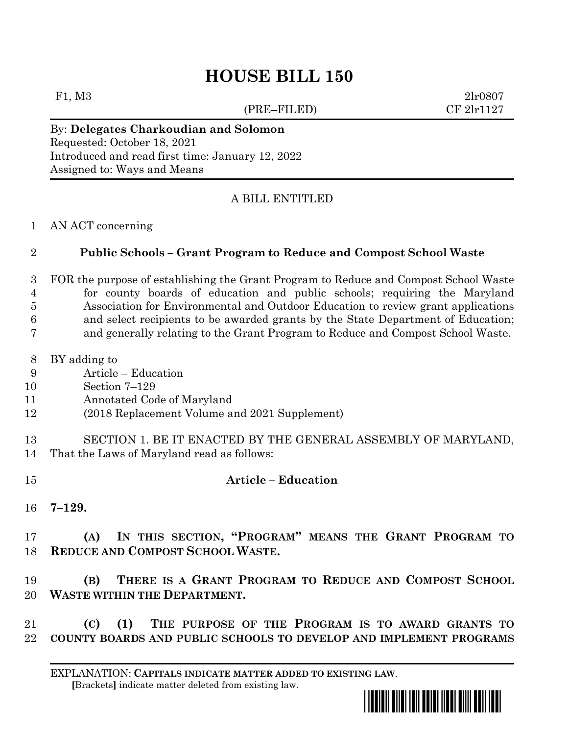# HOUSE BILL 150

F1, M3 2lr0807
(PRE–FILED) CF 2lr1127

By: **Delegates Charkoudian and Solomon**
Requested: October 18, 2021
Introduced and read first time: January 12, 2022
Assigned to: Ways and Means

A BILL ENTITLED

1 AN ACT concerning

2 **Public Schools – Grant Program to Reduce and Compost School Waste**

3 FOR the purpose of establishing the Grant Program to Reduce and Compost School Waste
4 for county boards of education and public schools; requiring the Maryland
5 Association for Environmental and Outdoor Education to review grant applications
6 and select recipients to be awarded grants by the State Department of Education;
7 and generally relating to the Grant Program to Reduce and Compost School Waste.

8 BY adding to
9 Article – Education
10 Section 7–129
11 Annotated Code of Maryland
12 (2018 Replacement Volume and 2021 Supplement)

13 SECTION 1. BE IT ENACTED BY THE GENERAL ASSEMBLY OF MARYLAND,
14 That the Laws of Maryland read as follows:

15 **Article – Education**

16 **7–129.**

17 **(A) IN THIS SECTION, "PROGRAM" MEANS THE GRANT PROGRAM TO**
18 **REDUCE AND COMPOST SCHOOL WASTE.**

19 **(B) THERE IS A GRANT PROGRAM TO REDUCE AND COMPOST SCHOOL**
20 **WASTE WITHIN THE DEPARTMENT.**

21 **(C) (1) THE PURPOSE OF THE PROGRAM IS TO AWARD GRANTS TO**
22 **COUNTY BOARDS AND PUBLIC SCHOOLS TO DEVELOP AND IMPLEMENT PROGRAMS**

EXPLANATION: **CAPITALS INDICATE MATTER ADDED TO EXISTING LAW.**
[Brackets] indicate matter deleted from existing law.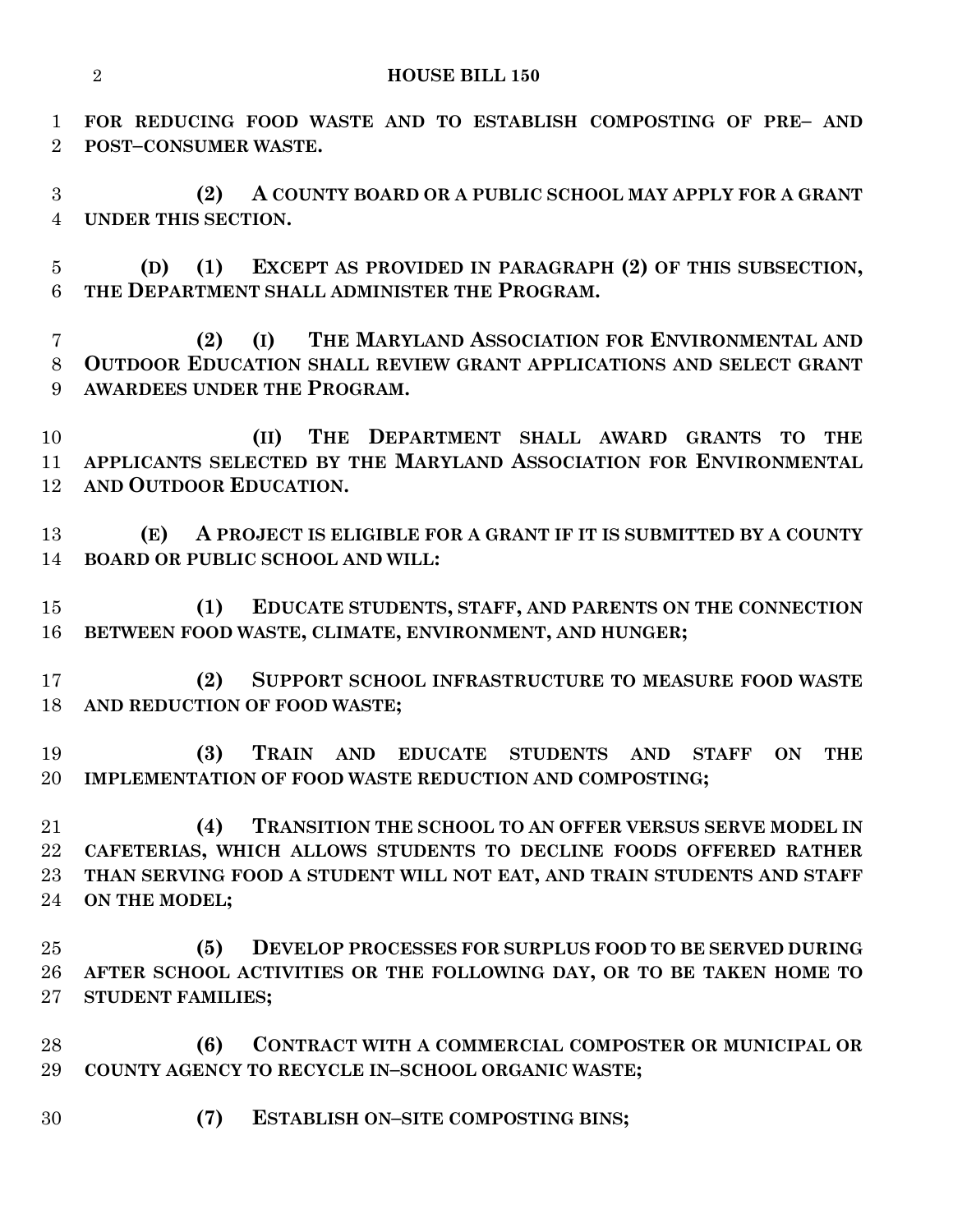**FOR REDUCING FOOD WASTE AND TO ESTABLISH COMPOSTING OF PRE– AND POST–CONSUMER WASTE.**

**(2) A COUNTY BOARD OR A PUBLIC SCHOOL MAY APPLY FOR A GRANT UNDER THIS SECTION.**

**(D) (1) EXCEPT AS PROVIDED IN PARAGRAPH (2) OF THIS SUBSECTION, THE DEPARTMENT SHALL ADMINISTER THE PROGRAM.**

**(2) (I) THE MARYLAND ASSOCIATION FOR ENVIRONMENTAL AND OUTDOOR EDUCATION SHALL REVIEW GRANT APPLICATIONS AND SELECT GRANT AWARDEES UNDER THE PROGRAM.**

**(II) THE DEPARTMENT SHALL AWARD GRANTS TO THE APPLICANTS SELECTED BY THE MARYLAND ASSOCIATION FOR ENVIRONMENTAL AND OUTDOOR EDUCATION.**

**(E) A PROJECT IS ELIGIBLE FOR A GRANT IF IT IS SUBMITTED BY A COUNTY BOARD OR PUBLIC SCHOOL AND WILL:**

**(1) EDUCATE STUDENTS, STAFF, AND PARENTS ON THE CONNECTION BETWEEN FOOD WASTE, CLIMATE, ENVIRONMENT, AND HUNGER;**

**(2) SUPPORT SCHOOL INFRASTRUCTURE TO MEASURE FOOD WASTE AND REDUCTION OF FOOD WASTE;**

**(3) TRAIN AND EDUCATE STUDENTS AND STAFF ON THE IMPLEMENTATION OF FOOD WASTE REDUCTION AND COMPOSTING;**

**(4) TRANSITION THE SCHOOL TO AN OFFER VERSUS SERVE MODEL IN CAFETERIAS, WHICH ALLOWS STUDENTS TO DECLINE FOODS OFFERED RATHER THAN SERVING FOOD A STUDENT WILL NOT EAT, AND TRAIN STUDENTS AND STAFF ON THE MODEL;**

**(5) DEVELOP PROCESSES FOR SURPLUS FOOD TO BE SERVED DURING AFTER SCHOOL ACTIVITIES OR THE FOLLOWING DAY, OR TO BE TAKEN HOME TO STUDENT FAMILIES;**

**(6) CONTRACT WITH A COMMERCIAL COMPOSTER OR MUNICIPAL OR COUNTY AGENCY TO RECYCLE IN–SCHOOL ORGANIC WASTE;**

**(7) ESTABLISH ON–SITE COMPOSTING BINS;**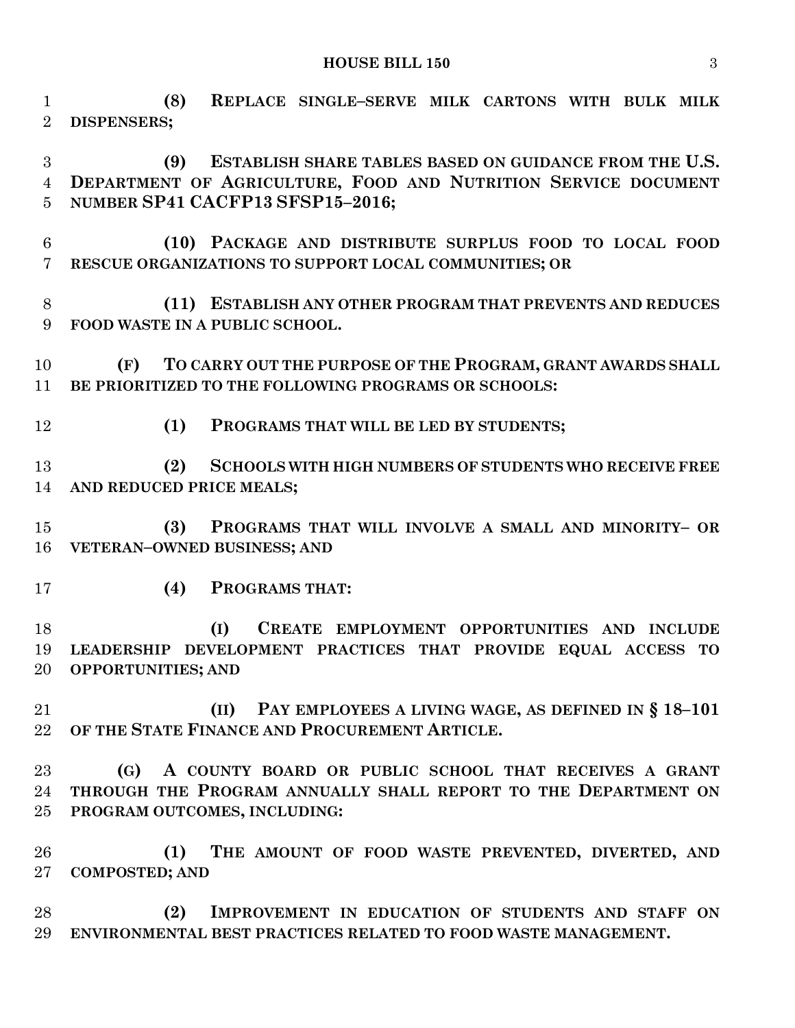**(8) REPLACE SINGLE–SERVE MILK CARTONS WITH BULK MILK DISPENSERS;**

**(9) ESTABLISH SHARE TABLES BASED ON GUIDANCE FROM THE U.S. DEPARTMENT OF AGRICULTURE, FOOD AND NUTRITION SERVICE DOCUMENT NUMBER SP41 CACFP13 SFSP15–2016;**

**(10) PACKAGE AND DISTRIBUTE SURPLUS FOOD TO LOCAL FOOD RESCUE ORGANIZATIONS TO SUPPORT LOCAL COMMUNITIES; OR**

**(11) ESTABLISH ANY OTHER PROGRAM THAT PREVENTS AND REDUCES FOOD WASTE IN A PUBLIC SCHOOL.**

**(F) TO CARRY OUT THE PURPOSE OF THE PROGRAM, GRANT AWARDS SHALL BE PRIORITIZED TO THE FOLLOWING PROGRAMS OR SCHOOLS:**

**(1) PROGRAMS THAT WILL BE LED BY STUDENTS;**

**(2) SCHOOLS WITH HIGH NUMBERS OF STUDENTS WHO RECEIVE FREE AND REDUCED PRICE MEALS;**

**(3) PROGRAMS THAT WILL INVOLVE A SMALL AND MINORITY– OR VETERAN–OWNED BUSINESS; AND**

**(4) PROGRAMS THAT:**

**(I) CREATE EMPLOYMENT OPPORTUNITIES AND INCLUDE LEADERSHIP DEVELOPMENT PRACTICES THAT PROVIDE EQUAL ACCESS TO OPPORTUNITIES; AND**

**(II) PAY EMPLOYEES A LIVING WAGE, AS DEFINED IN § 18–101 OF THE STATE FINANCE AND PROCUREMENT ARTICLE.**

**(G) A COUNTY BOARD OR PUBLIC SCHOOL THAT RECEIVES A GRANT THROUGH THE PROGRAM ANNUALLY SHALL REPORT TO THE DEPARTMENT ON PROGRAM OUTCOMES, INCLUDING:**

**(1) THE AMOUNT OF FOOD WASTE PREVENTED, DIVERTED, AND COMPOSTED; AND**

**(2) IMPROVEMENT IN EDUCATION OF STUDENTS AND STAFF ON ENVIRONMENTAL BEST PRACTICES RELATED TO FOOD WASTE MANAGEMENT.**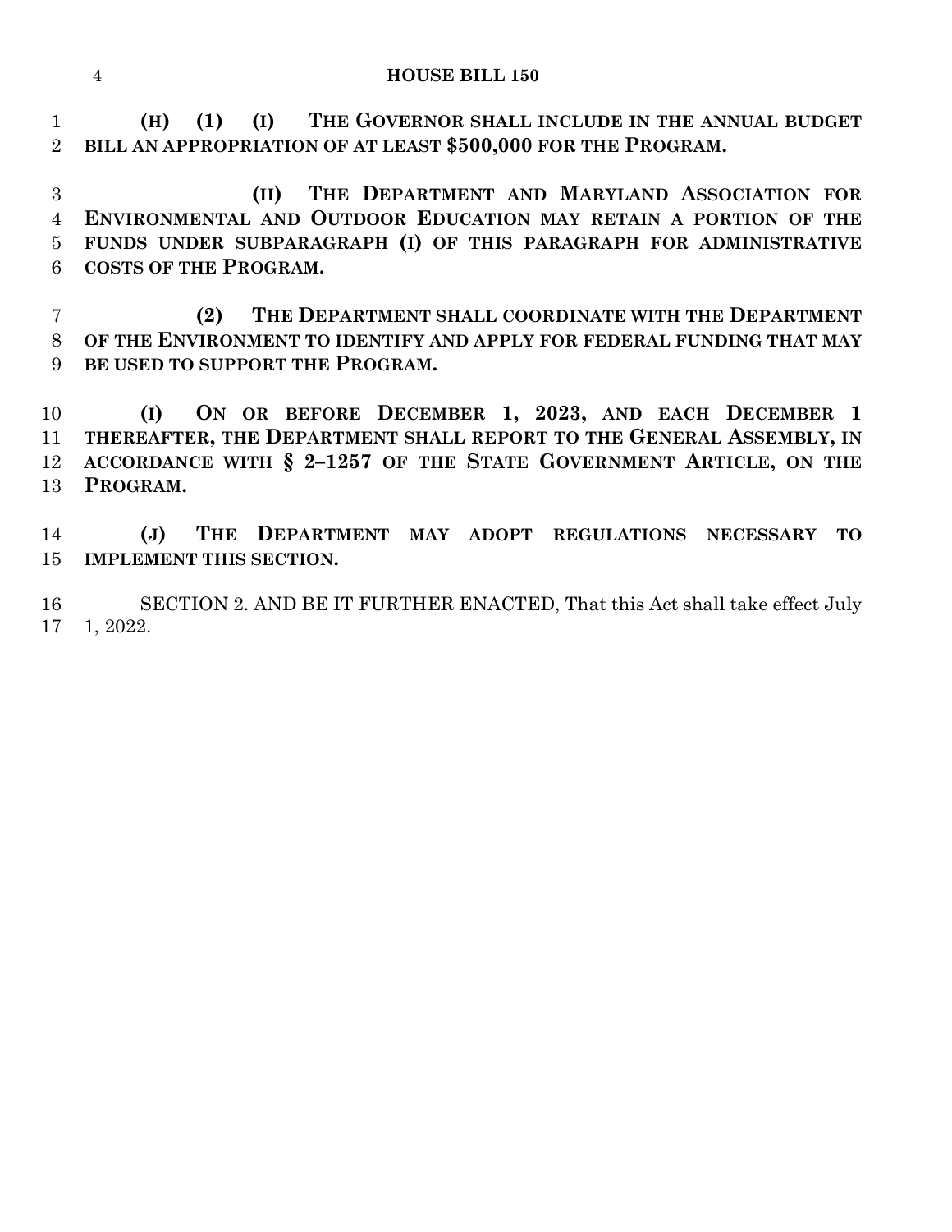**(H) (1) (I) THE GOVERNOR SHALL INCLUDE IN THE ANNUAL BUDGET BILL AN APPROPRIATION OF AT LEAST $500,000 FOR THE PROGRAM.**

**(II) THE DEPARTMENT AND MARYLAND ASSOCIATION FOR ENVIRONMENTAL AND OUTDOOR EDUCATION MAY RETAIN A PORTION OF THE FUNDS UNDER SUBPARAGRAPH (I) OF THIS PARAGRAPH FOR ADMINISTRATIVE COSTS OF THE PROGRAM.**

**(2) THE DEPARTMENT SHALL COORDINATE WITH THE DEPARTMENT OF THE ENVIRONMENT TO IDENTIFY AND APPLY FOR FEDERAL FUNDING THAT MAY BE USED TO SUPPORT THE PROGRAM.**

**(I) ON OR BEFORE DECEMBER 1, 2023, AND EACH DECEMBER 1 THEREAFTER, THE DEPARTMENT SHALL REPORT TO THE GENERAL ASSEMBLY, IN ACCORDANCE WITH § 2–1257 OF THE STATE GOVERNMENT ARTICLE, ON THE PROGRAM.**

**(J) THE DEPARTMENT MAY ADOPT REGULATIONS NECESSARY TO IMPLEMENT THIS SECTION.**

SECTION 2. AND BE IT FURTHER ENACTED, That this Act shall take effect July 1, 2022.